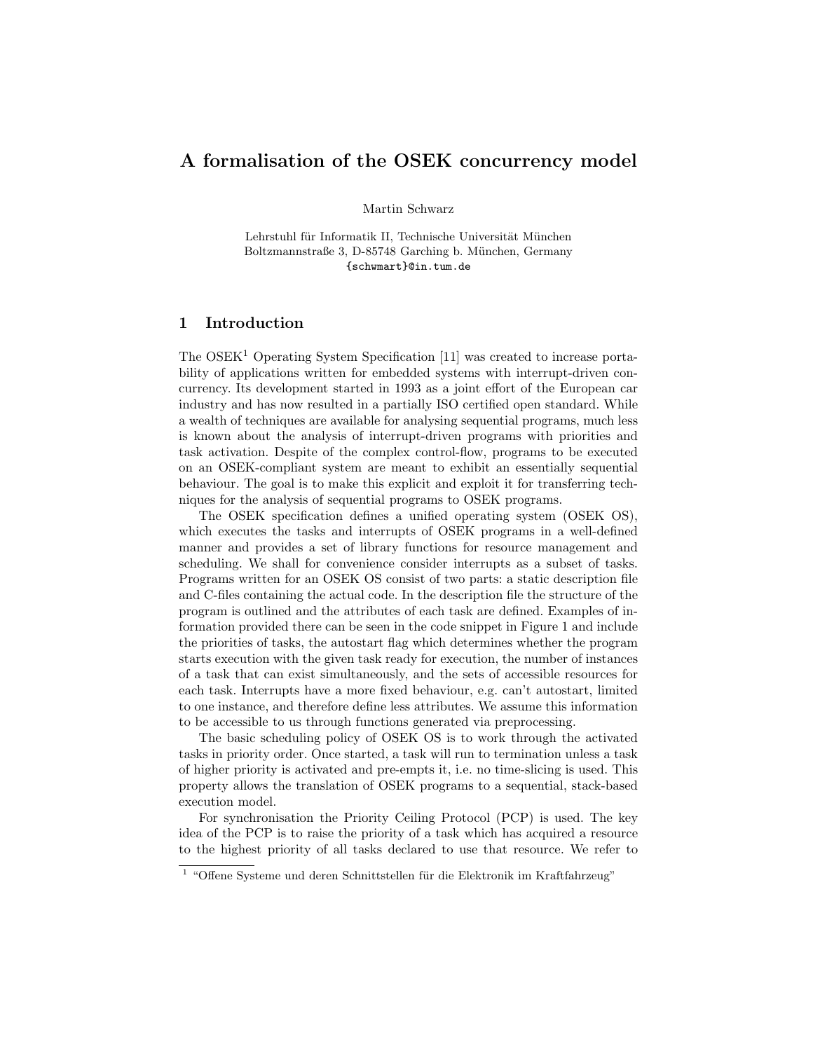# A formalisation of the OSEK concurrency model

Martin Schwarz

Lehrstuhl für Informatik II, Technische Universität München
Boltzmannstraße 3, D-85748 Garching b. München, Germany
{schwmart}@in.tum.de

## 1 Introduction

The OSEK[1] Operating System Specification [11] was created to increase portability of applications written for embedded systems with interrupt-driven concurrency. Its development started in 1993 as a joint effort of the European car industry and has now resulted in a partially ISO certified open standard. While a wealth of techniques are available for analysing sequential programs, much less is known about the analysis of interrupt-driven programs with priorities and task activation. Despite of the complex control-flow, programs to be executed on an OSEK-compliant system are meant to exhibit an essentially sequential behaviour. The goal is to make this explicit and exploit it for transferring techniques for the analysis of sequential programs to OSEK programs.

The OSEK specification defines a unified operating system (OSEK OS), which executes the tasks and interrupts of OSEK programs in a well-defined manner and provides a set of library functions for resource management and scheduling. We shall for convenience consider interrupts as a subset of tasks. Programs written for an OSEK OS consist of two parts: a static description file and C-files containing the actual code. In the description file the structure of the program is outlined and the attributes of each task are defined. Examples of information provided there can be seen in the code snippet in Figure 1 and include the priorities of tasks, the autostart flag which determines whether the program starts execution with the given task ready for execution, the number of instances of a task that can exist simultaneously, and the sets of accessible resources for each task. Interrupts have a more fixed behaviour, e.g. can't autostart, limited to one instance, and therefore define less attributes. We assume this information to be accessible to us through functions generated via preprocessing.

The basic scheduling policy of OSEK OS is to work through the activated tasks in priority order. Once started, a task will run to termination unless a task of higher priority is activated and pre-empts it, i.e. no time-slicing is used. This property allows the translation of OSEK programs to a sequential, stack-based execution model.

For synchronisation the Priority Ceiling Protocol (PCP) is used. The key idea of the PCP is to raise the priority of a task which has acquired a resource to the highest priority of all tasks declared to use that resource. We refer to

[1] "Offene Systeme und deren Schnittstellen für die Elektronik im Kraftfahrzeug"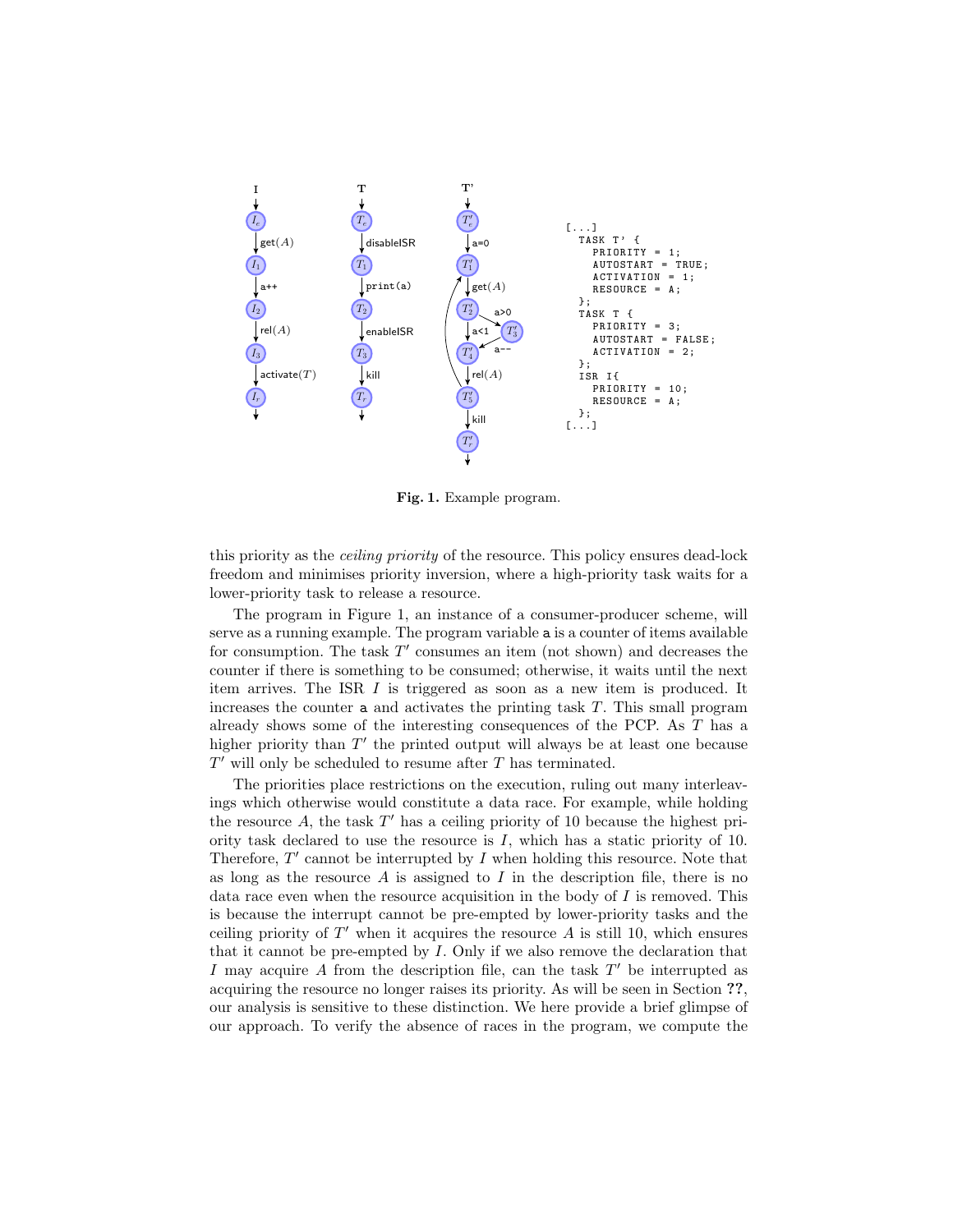```
[...]
  TASK T' {
    PRIORITY = 1;
    AUTOSTART = TRUE;
    ACTIVATION = 1;
    RESOURCE = A;
  };
  TASK T {
    PRIORITY = 3;
    AUTOSTART = FALSE;
    ACTIVATION = 2;
  };
  ISR I{
    PRIORITY = 10;
    RESOURCE = A;
  };
[...]
```

**Fig. 1.** Example program.

this priority as the *ceiling priority* of the resource. This policy ensures dead-lock freedom and minimises priority inversion, where a high-priority task waits for a lower-priority task to release a resource.

The program in Figure 1, an instance of a consumer-producer scheme, will serve as a running example. The program variable `a` is a counter of items available for consumption. The task $T'$ consumes an item (not shown) and decreases the counter if there is something to be consumed; otherwise, it waits until the next item arrives. The ISR $I$ is triggered as soon as a new item is produced. It increases the counter `a` and activates the printing task $T$. This small program already shows some of the interesting consequences of the PCP. As $T$ has a higher priority than $T'$ the printed output will always be at least one because $T'$ will only be scheduled to resume after $T$ has terminated.

The priorities place restrictions on the execution, ruling out many interleavings which otherwise would constitute a data race. For example, while holding the resource $A$, the task $T'$ has a ceiling priority of 10 because the highest priority task declared to use the resource is $I$, which has a static priority of 10. Therefore, $T'$ cannot be interrupted by $I$ when holding this resource. Note that as long as the resource $A$ is assigned to $I$ in the description file, there is no data race even when the resource acquisition in the body of $I$ is removed. This is because the interrupt cannot be pre-empted by lower-priority tasks and the ceiling priority of $T'$ when it acquires the resource $A$ is still 10, which ensures that it cannot be pre-empted by $I$. Only if we also remove the declaration that $I$ may acquire $A$ from the description file, can the task $T'$ be interrupted as acquiring the resource no longer raises its priority. As will be seen in Section **??**, our analysis is sensitive to these distinction. We here provide a brief glimpse of our approach. To verify the absence of races in the program, we compute the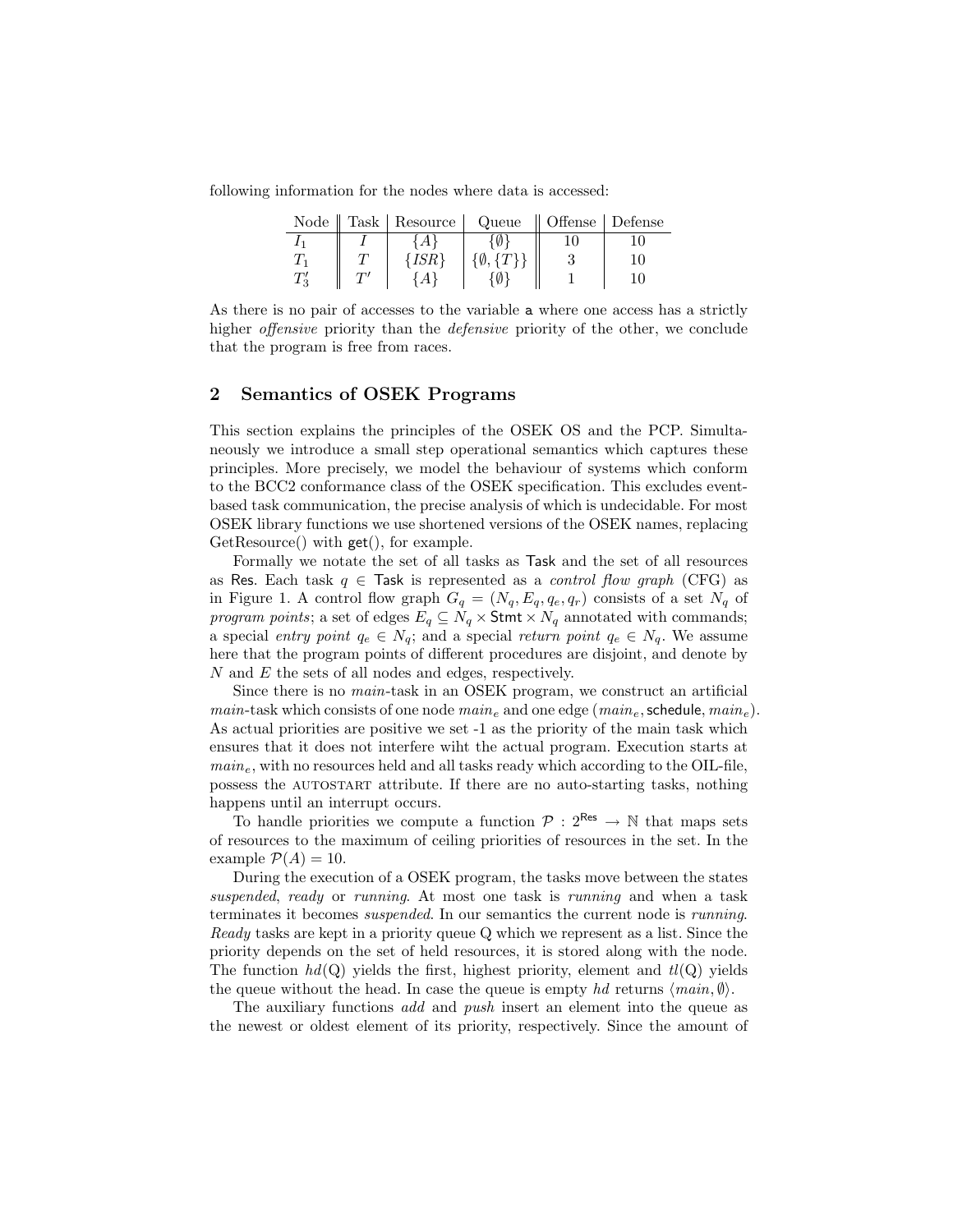following information for the nodes where data is accessed:

| Node | Task | Resource | Queue | Offense | Defense |
|---|---|---|---|---|---|
| $I_1$ | $I$ | $\{A\}$ | $\{\emptyset\}$ | 10 | 10 |
| $T_1$ | $T$ | $\{ISR\}$ | $\{\emptyset, \{T\}\}$ | 3 | 10 |
| $T_3'$ | $T'$ | $\{A\}$ | $\{\emptyset\}$ | 1 | 10 |

As there is no pair of accesses to the variable a where one access has a strictly higher *offensive* priority than the *defensive* priority of the other, we conclude that the program is free from races.

## 2 Semantics of OSEK Programs

This section explains the principles of the OSEK OS and the PCP. Simultaneously we introduce a small step operational semantics which captures these principles. More precisely, we model the behaviour of systems which conform to the BCC2 conformance class of the OSEK specification. This excludes event-based task communication, the precise analysis of which is undecidable. For most OSEK library functions we use shortened versions of the OSEK names, replacing GetResource() with get(), for example.

Formally we notate the set of all tasks as Task and the set of all resources as Res. Each task $q \in \mathsf{Task}$ is represented as a *control flow graph* (CFG) as in Figure 1. A control flow graph $G_q = (N_q, E_q, q_e, q_r)$ consists of a set $N_q$ of *program points*; a set of edges $E_q \subseteq N_q \times \mathsf{Stmt} \times N_q$ annotated with commands; a special *entry point* $q_e \in N_q$; and a special *return point* $q_e \in N_q$. We assume here that the program points of different procedures are disjoint, and denote by $N$ and $E$ the sets of all nodes and edges, respectively.

Since there is no *main*-task in an OSEK program, we construct an artificial *main*-task which consists of one node $main_e$ and one edge $(main_e, \mathsf{schedule}, main_e)$. As actual priorities are positive we set -1 as the priority of the main task which ensures that it does not interfere wiht the actual program. Execution starts at $main_e$, with no resources held and all tasks ready which according to the OIL-file, possess the AUTOSTART attribute. If there are no auto-starting tasks, nothing happens until an interrupt occurs.

To handle priorities we compute a function $\mathcal{P} : 2^{\mathsf{Res}} \rightarrow \mathbb{N}$ that maps sets of resources to the maximum of ceiling priorities of resources in the set. In the example $\mathcal{P}(A) = 10$.

During the execution of a OSEK program, the tasks move between the states *suspended*, *ready* or *running*. At most one task is *running* and when a task terminates it becomes *suspended*. In our semantics the current node is *running*. *Ready* tasks are kept in a priority queue Q which we represent as a list. Since the priority depends on the set of held resources, it is stored along with the node. The function $hd(\mathrm{Q})$ yields the first, highest priority, element and $tl(\mathrm{Q})$ yields the queue without the head. In case the queue is empty $hd$ returns $\langle main, \emptyset \rangle$.

The auxiliary functions *add* and *push* insert an element into the queue as the newest or oldest element of its priority, respectively. Since the amount of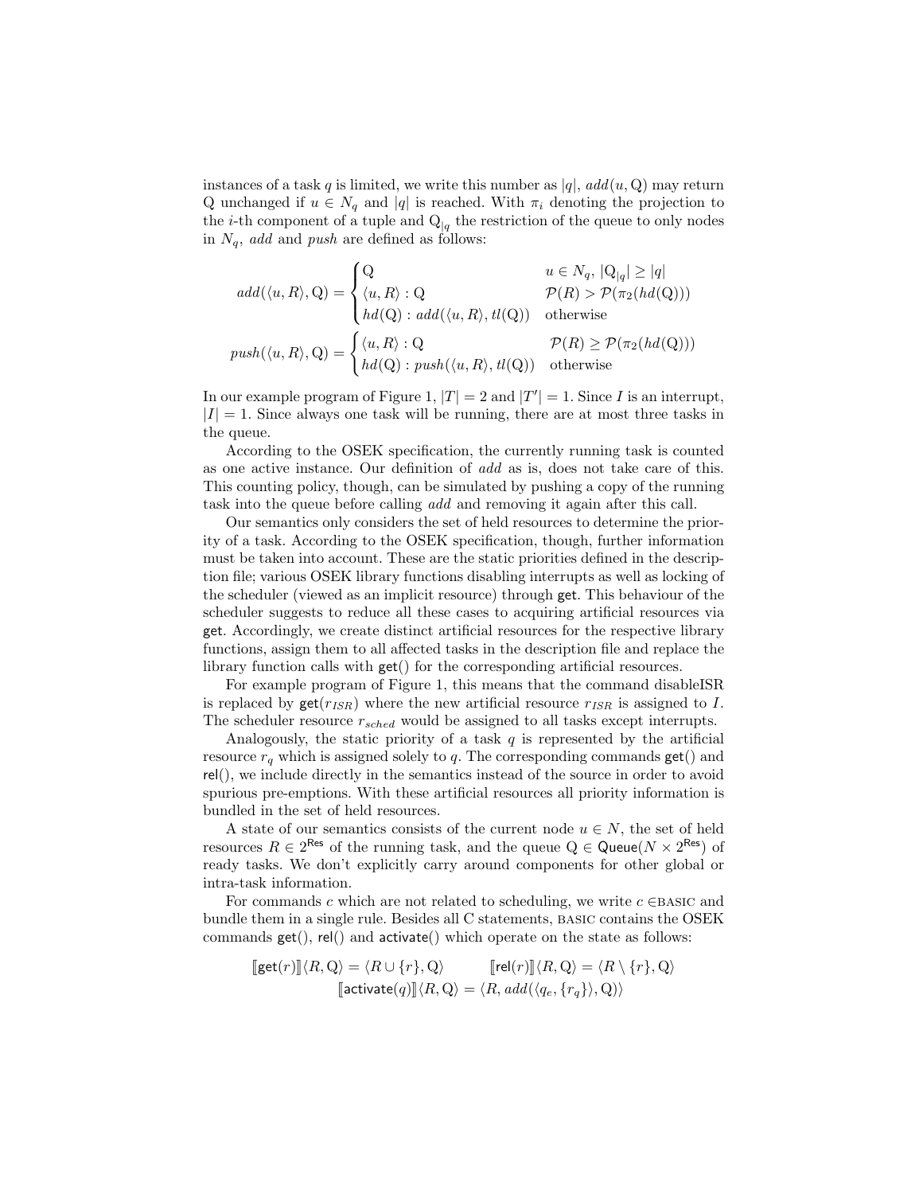instances of a task $q$ is limited, we write this number as $|q|$, $add(u, \mathrm{Q})$ may return Q unchanged if $u \in N_q$ and $|q|$ is reached. With $\pi_i$ denoting the projection to the $i$-th component of a tuple and $\mathrm{Q}_{|q}$ the restriction of the queue to only nodes in $N_q$, $add$ and $push$ are defined as follows:

$$
add(\langle u, R\rangle, \mathrm{Q}) = \begin{cases} \mathrm{Q} & u \in N_q,\ |\mathrm{Q}_{|q}| \geq |q| \\ \langle u, R\rangle : \mathrm{Q} & \mathcal{P}(R) > \mathcal{P}(\pi_2(hd(\mathrm{Q}))) \\ hd(\mathrm{Q}) : add(\langle u, R\rangle, tl(\mathrm{Q})) & \text{otherwise} \end{cases}
$$

$$
push(\langle u, R\rangle, \mathrm{Q}) = \begin{cases} \langle u, R\rangle : \mathrm{Q} & \mathcal{P}(R) \geq \mathcal{P}(\pi_2(hd(\mathrm{Q}))) \\ hd(\mathrm{Q}) : push(\langle u, R\rangle, tl(\mathrm{Q})) & \text{otherwise} \end{cases}
$$

In our example program of Figure 1, $|T| = 2$ and $|T'| = 1$. Since $I$ is an interrupt, $|I| = 1$. Since always one task will be running, there are at most three tasks in the queue.

According to the OSEK specification, the currently running task is counted as one active instance. Our definition of $add$ as is, does not take care of this. This counting policy, though, can be simulated by pushing a copy of the running task into the queue before calling $add$ and removing it again after this call.

Our semantics only considers the set of held resources to determine the priority of a task. According to the OSEK specification, though, further information must be taken into account. These are the static priorities defined in the description file; various OSEK library functions disabling interrupts as well as locking of the scheduler (viewed as an implicit resource) through get. This behaviour of the scheduler suggests to reduce all these cases to acquiring artificial resources via get. Accordingly, we create distinct artificial resources for the respective library functions, assign them to all affected tasks in the description file and replace the library function calls with get() for the corresponding artificial resources.

For example program of Figure 1, this means that the command disableISR is replaced by get($r_{ISR}$) where the new artificial resource $r_{ISR}$ is assigned to $I$. The scheduler resource $r_{sched}$ would be assigned to all tasks except interrupts.

Analogously, the static priority of a task $q$ is represented by the artificial resource $r_q$ which is assigned solely to $q$. The corresponding commands get() and rel(), we include directly in the semantics instead of the source in order to avoid spurious pre-emptions. With these artificial resources all priority information is bundled in the set of held resources.

A state of our semantics consists of the current node $u \in N$, the set of held resources $R \in 2^{\mathsf{Res}}$ of the running task, and the queue $\mathrm{Q} \in \mathsf{Queue}(N \times 2^{\mathsf{Res}})$ of ready tasks. We don't explicitly carry around components for other global or intra-task information.

For commands $c$ which are not related to scheduling, we write $c \in$BASIC and bundle them in a single rule. Besides all C statements, BASIC contains the OSEK commands get(), rel() and activate() which operate on the state as follows:

$$
[\![\mathsf{get}(r)]\!]\langle R, \mathrm{Q}\rangle = \langle R \cup \{r\}, \mathrm{Q}\rangle \qquad [\![\mathsf{rel}(r)]\!]\langle R, \mathrm{Q}\rangle = \langle R \setminus \{r\}, \mathrm{Q}\rangle
$$
$$
[\![\mathsf{activate}(q)]\!]\langle R, \mathrm{Q}\rangle = \langle R, add(\langle q_e, \{r_q\}\rangle, \mathrm{Q})\rangle
$$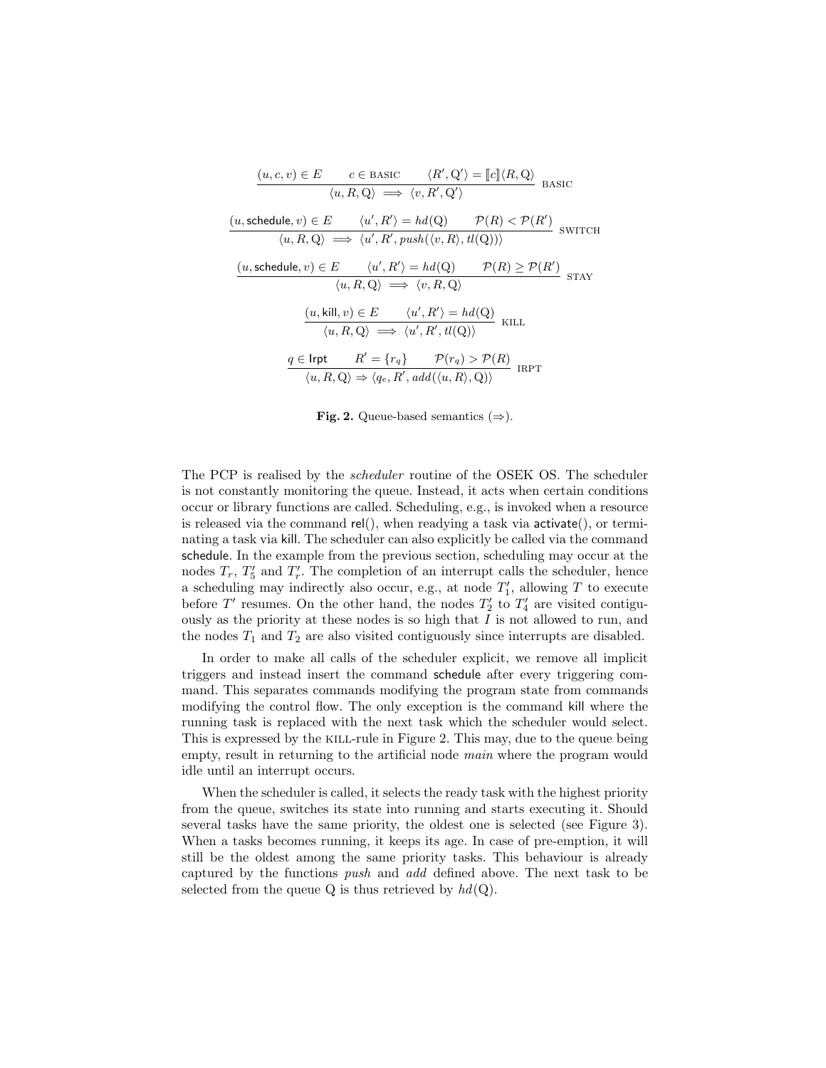$$\frac{(u, c, v) \in E \qquad c \in \text{BASIC} \qquad \langle R', \mathrm{Q}' \rangle = [\![c]\!] \langle R, \mathrm{Q} \rangle}{\langle u, R, \mathrm{Q} \rangle \implies \langle v, R', \mathrm{Q}' \rangle} \text{ BASIC}$$

$$\frac{(u, \mathsf{schedule}, v) \in E \qquad \langle u', R' \rangle = hd(\mathrm{Q}) \qquad \mathcal{P}(R) < \mathcal{P}(R')}{\langle u, R, \mathrm{Q} \rangle \implies \langle u', R', push(\langle v, R \rangle, tl(\mathrm{Q})) \rangle} \text{ SWITCH}$$

$$\frac{(u, \mathsf{schedule}, v) \in E \qquad \langle u', R' \rangle = hd(\mathrm{Q}) \qquad \mathcal{P}(R) \geq \mathcal{P}(R')}{\langle u, R, \mathrm{Q} \rangle \implies \langle v, R, \mathrm{Q} \rangle} \text{ STAY}$$

$$\frac{(u, \mathsf{kill}, v) \in E \qquad \langle u', R' \rangle = hd(\mathrm{Q})}{\langle u, R, \mathrm{Q} \rangle \implies \langle u', R', tl(\mathrm{Q}) \rangle} \text{ KILL}$$

$$\frac{q \in \mathsf{Irpt} \qquad R' = \{r_q\} \qquad \mathcal{P}(r_q) > \mathcal{P}(R)}{\langle u, R, \mathrm{Q} \rangle \Rightarrow \langle q_e, R', add(\langle u, R \rangle, \mathrm{Q}) \rangle} \text{ IRPT}$$

**Fig. 2.** Queue-based semantics ($\Rightarrow$).

The PCP is realised by the *scheduler* routine of the OSEK OS. The scheduler is not constantly monitoring the queue. Instead, it acts when certain conditions occur or library functions are called. Scheduling, e.g., is invoked when a resource is released via the command rel(), when readying a task via activate(), or terminating a task via kill. The scheduler can also explicitly be called via the command schedule. In the example from the previous section, scheduling may occur at the nodes $T_r$, $T'_5$ and $T'_r$. The completion of an interrupt calls the scheduler, hence a scheduling may indirectly also occur, e.g., at node $T'_1$, allowing $T$ to execute before $T'$ resumes. On the other hand, the nodes $T'_2$ to $T'_4$ are visited contiguously as the priority at these nodes is so high that $I$ is not allowed to run, and the nodes $T_1$ and $T_2$ are also visited contiguously since interrupts are disabled.

In order to make all calls of the scheduler explicit, we remove all implicit triggers and instead insert the command schedule after every triggering command. This separates commands modifying the program state from commands modifying the control flow. The only exception is the command kill where the running task is replaced with the next task which the scheduler would select. This is expressed by the KILL-rule in Figure 2. This may, due to the queue being empty, result in returning to the artificial node *main* where the program would idle until an interrupt occurs.

When the scheduler is called, it selects the ready task with the highest priority from the queue, switches its state into running and starts executing it. Should several tasks have the same priority, the oldest one is selected (see Figure 3). When a tasks becomes running, it keeps its age. In case of pre-emption, it will still be the oldest among the same priority tasks. This behaviour is already captured by the functions *push* and *add* defined above. The next task to be selected from the queue Q is thus retrieved by $hd(\mathrm{Q})$.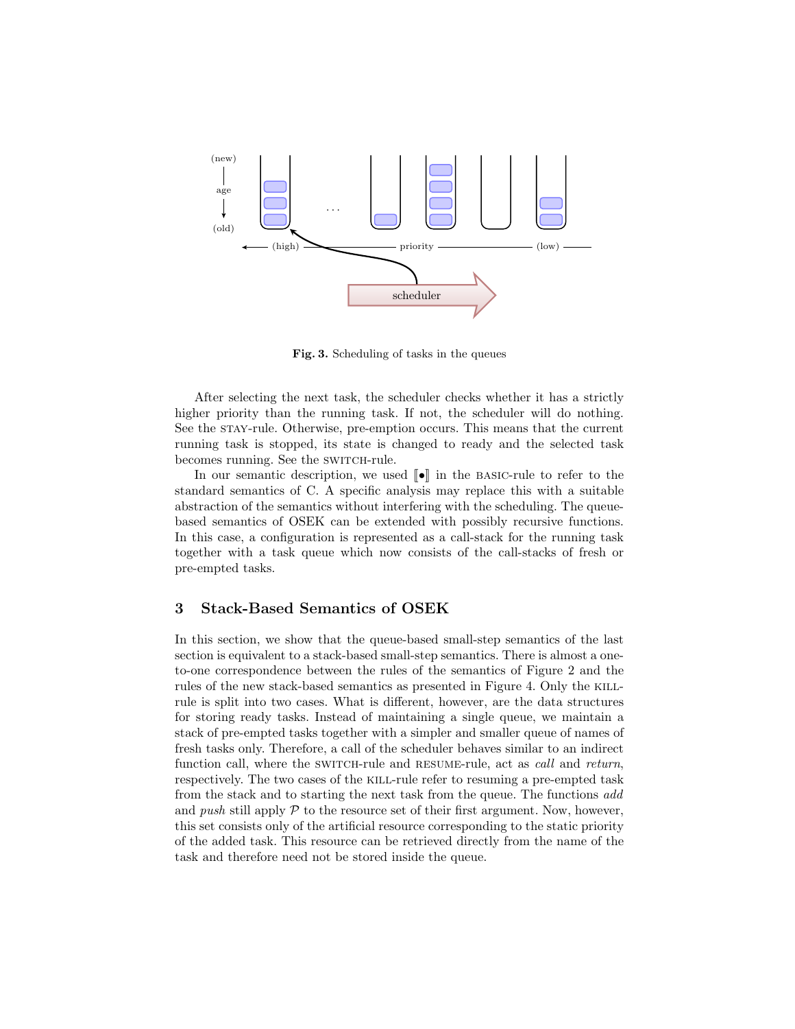**Fig. 3.** Scheduling of tasks in the queues

After selecting the next task, the scheduler checks whether it has a strictly higher priority than the running task. If not, the scheduler will do nothing. See the STAY-rule. Otherwise, pre-emption occurs. This means that the current running task is stopped, its state is changed to ready and the selected task becomes running. See the SWITCH-rule.

In our semantic description, we used $[\![\bullet]\!]$ in the BASIC-rule to refer to the standard semantics of C. A specific analysis may replace this with a suitable abstraction of the semantics without interfering with the scheduling. The queue-based semantics of OSEK can be extended with possibly recursive functions. In this case, a configuration is represented as a call-stack for the running task together with a task queue which now consists of the call-stacks of fresh or pre-empted tasks.

## 3 Stack-Based Semantics of OSEK

In this section, we show that the queue-based small-step semantics of the last section is equivalent to a stack-based small-step semantics. There is almost a one-to-one correspondence between the rules of the semantics of Figure 2 and the rules of the new stack-based semantics as presented in Figure 4. Only the KILL-rule is split into two cases. What is different, however, are the data structures for storing ready tasks. Instead of maintaining a single queue, we maintain a stack of pre-empted tasks together with a simpler and smaller queue of names of fresh tasks only. Therefore, a call of the scheduler behaves similar to an indirect function call, where the SWITCH-rule and RESUME-rule, act as *call* and *return*, respectively. The two cases of the KILL-rule refer to resuming a pre-empted task from the stack and to starting the next task from the queue. The functions *add* and *push* still apply $\mathcal{P}$ to the resource set of their first argument. Now, however, this set consists only of the artificial resource corresponding to the static priority of the added task. This resource can be retrieved directly from the name of the task and therefore need not be stored inside the queue.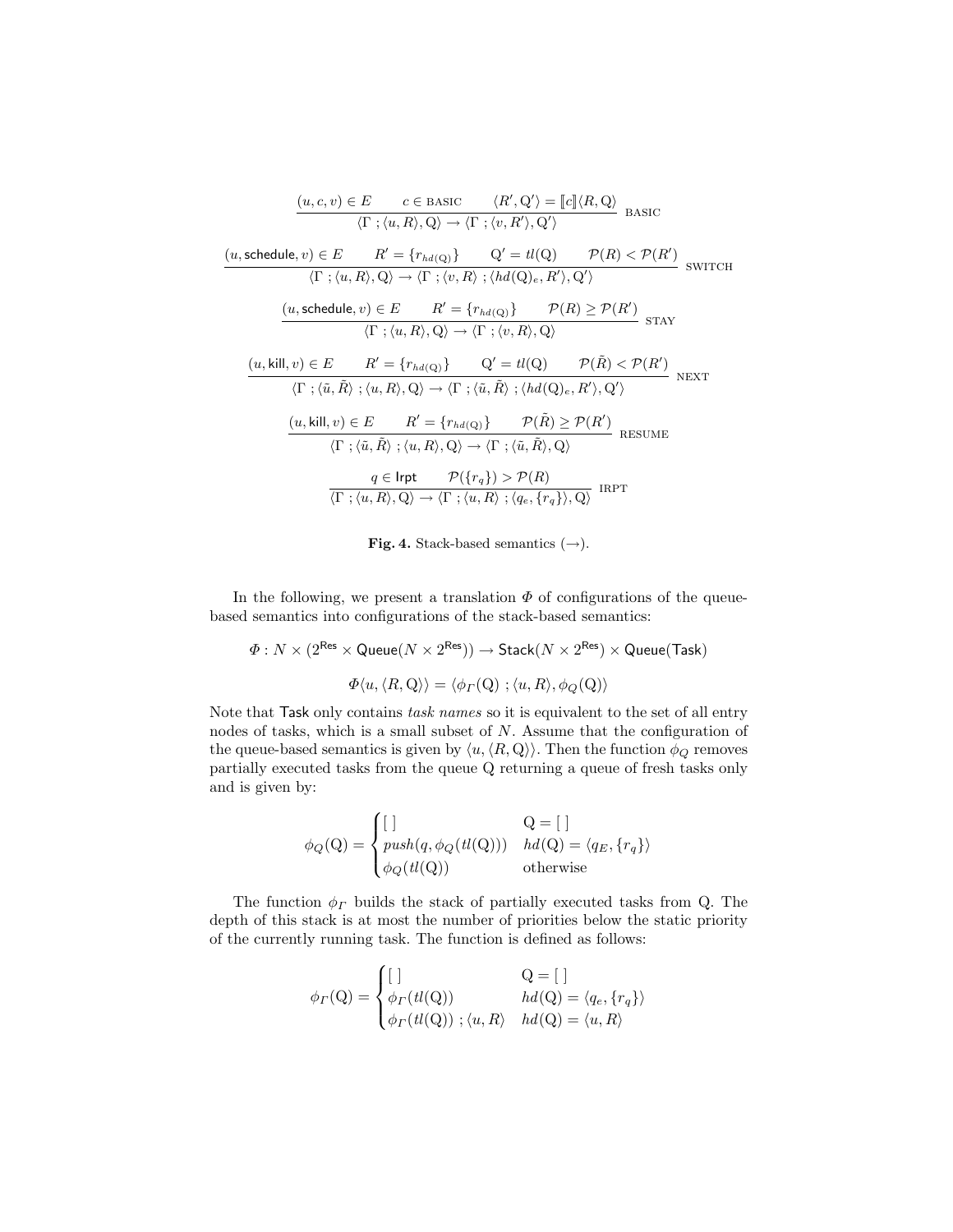$$\frac{(u, c, v) \in E \qquad c \in \text{BASIC} \qquad \langle R', \mathrm{Q}' \rangle = [\![c]\!]\langle R, \mathrm{Q} \rangle}{\langle \Gamma \,;\, \langle u, R \rangle, \mathrm{Q} \rangle \rightarrow \langle \Gamma \,;\, \langle v, R' \rangle, \mathrm{Q}' \rangle} \text{ BASIC}$$

$$\frac{(u, \mathsf{schedule}, v) \in E \qquad R' = \{r_{hd(\mathrm{Q})}\} \qquad \mathrm{Q}' = tl(\mathrm{Q}) \qquad \mathcal{P}(R) < \mathcal{P}(R')}{\langle \Gamma \,;\, \langle u, R \rangle, \mathrm{Q} \rangle \rightarrow \langle \Gamma \,;\, \langle v, R \rangle \,;\, \langle hd(\mathrm{Q})_e, R' \rangle, \mathrm{Q}' \rangle} \text{ SWITCH}$$

$$\frac{(u, \mathsf{schedule}, v) \in E \qquad R' = \{r_{hd(\mathrm{Q})}\} \qquad \mathcal{P}(R) \geq \mathcal{P}(R')}{\langle \Gamma \,;\, \langle u, R \rangle, \mathrm{Q} \rangle \rightarrow \langle \Gamma \,;\, \langle v, R \rangle, \mathrm{Q} \rangle} \text{ STAY}$$

$$\frac{(u, \mathsf{kill}, v) \in E \qquad R' = \{r_{hd(\mathrm{Q})}\} \qquad \mathrm{Q}' = tl(\mathrm{Q}) \qquad \mathcal{P}(\tilde{R}) < \mathcal{P}(R')}{\langle \Gamma \,;\, \langle \tilde{u}, \tilde{R} \rangle \,;\, \langle u, R \rangle, \mathrm{Q} \rangle \rightarrow \langle \Gamma \,;\, \langle \tilde{u}, \tilde{R} \rangle \,;\, \langle hd(\mathrm{Q})_e, R' \rangle, \mathrm{Q}' \rangle} \text{ NEXT}$$

$$\frac{(u, \mathsf{kill}, v) \in E \qquad R' = \{r_{hd(\mathrm{Q})}\} \qquad \mathcal{P}(\tilde{R}) \geq \mathcal{P}(R')}{\langle \Gamma \,;\, \langle \tilde{u}, \tilde{R} \rangle \,;\, \langle u, R \rangle, \mathrm{Q} \rangle \rightarrow \langle \Gamma \,;\, \langle \tilde{u}, \tilde{R} \rangle, \mathrm{Q} \rangle} \text{ RESUME}$$

$$\frac{q \in \mathsf{Irpt} \qquad \mathcal{P}(\{r_q\}) > \mathcal{P}(R)}{\langle \Gamma \,;\, \langle u, R \rangle, \mathrm{Q} \rangle \rightarrow \langle \Gamma \,;\, \langle u, R \rangle \,;\, \langle q_e, \{r_q\} \rangle, \mathrm{Q} \rangle} \text{ IRPT}$$

**Fig. 4.** Stack-based semantics ($\rightarrow$).

In the following, we present a translation $\Phi$ of configurations of the queue-based semantics into configurations of the stack-based semantics:

$$\Phi : N \times (2^{\mathsf{Res}} \times \mathsf{Queue}(N \times 2^{\mathsf{Res}})) \rightarrow \mathsf{Stack}(N \times 2^{\mathsf{Res}}) \times \mathsf{Queue}(\mathsf{Task})$$

$$\Phi\langle u, \langle R, \mathrm{Q} \rangle \rangle = \langle \phi_\Gamma(\mathrm{Q}) \,;\, \langle u, R \rangle, \phi_Q(\mathrm{Q}) \rangle$$

Note that $\mathsf{Task}$ only contains *task names* so it is equivalent to the set of all entry nodes of tasks, which is a small subset of $N$. Assume that the configuration of the queue-based semantics is given by $\langle u, \langle R, \mathrm{Q} \rangle \rangle$. Then the function $\phi_Q$ removes partially executed tasks from the queue Q returning a queue of fresh tasks only and is given by:

$$\phi_Q(\mathrm{Q}) = \begin{cases} [\,] & \mathrm{Q} = [\,] \\ push(q, \phi_Q(tl(\mathrm{Q}))) & hd(\mathrm{Q}) = \langle q_E, \{r_q\} \rangle \\ \phi_Q(tl(\mathrm{Q})) & \text{otherwise} \end{cases}$$

The function $\phi_\Gamma$ builds the stack of partially executed tasks from Q. The depth of this stack is at most the number of priorities below the static priority of the currently running task. The function is defined as follows:

$$\phi_\Gamma(\mathrm{Q}) = \begin{cases} [\,] & \mathrm{Q} = [\,] \\ \phi_\Gamma(tl(\mathrm{Q})) & hd(\mathrm{Q}) = \langle q_e, \{r_q\} \rangle \\ \phi_\Gamma(tl(\mathrm{Q})) \,;\, \langle u, R \rangle & hd(\mathrm{Q}) = \langle u, R \rangle \end{cases}$$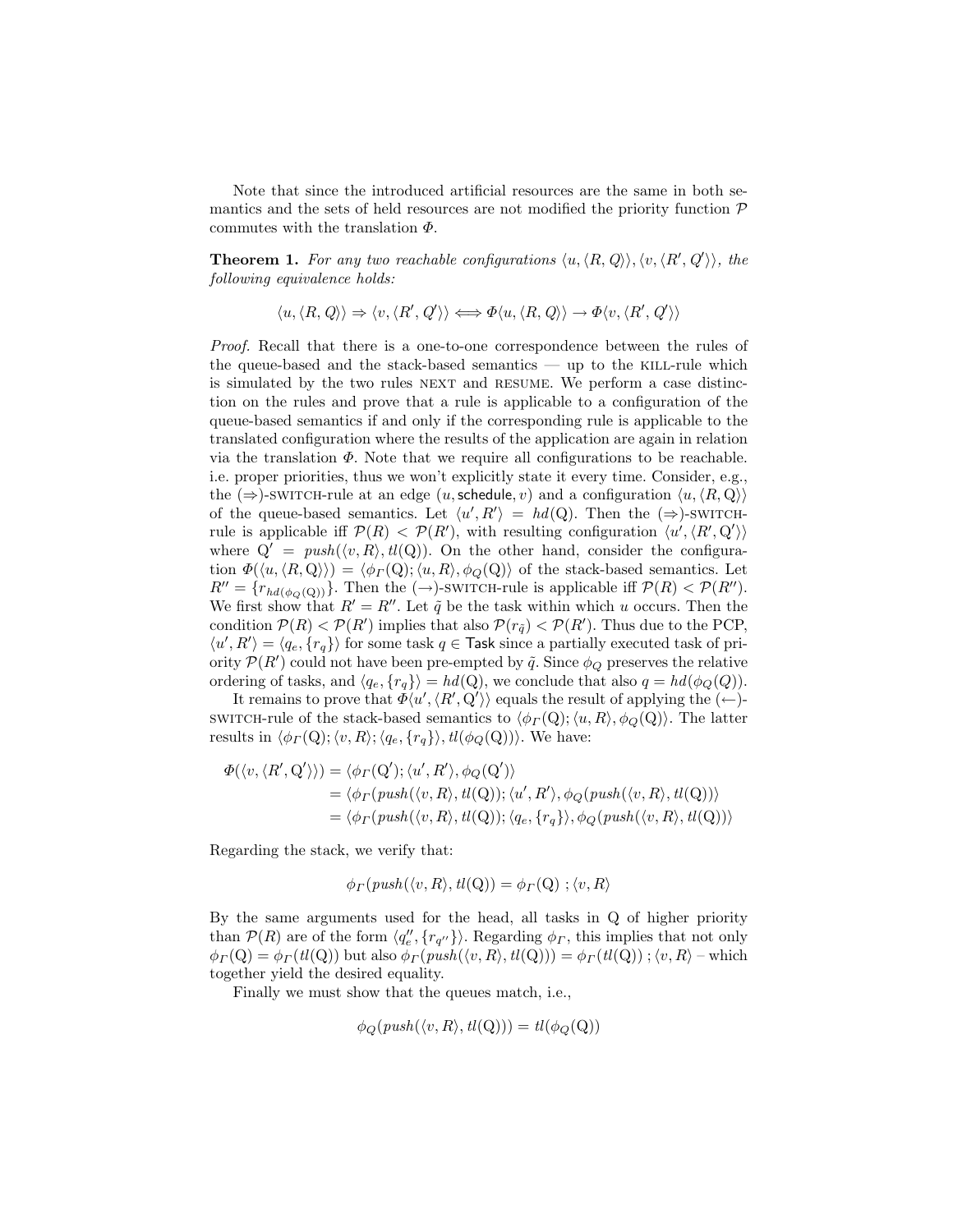Note that since the introduced artificial resources are the same in both semantics and the sets of held resources are not modified the priority function $\mathcal{P}$ commutes with the translation $\Phi$.

**Theorem 1.** *For any two reachable configurations $\langle u, \langle R, Q\rangle\rangle, \langle v, \langle R', Q'\rangle\rangle$, the following equivalence holds:*

$$\langle u, \langle R, Q\rangle\rangle \Rightarrow \langle v, \langle R', Q'\rangle\rangle \Longleftrightarrow \Phi\langle u, \langle R, Q\rangle\rangle \rightarrow \Phi\langle v, \langle R', Q'\rangle\rangle$$

*Proof.* Recall that there is a one-to-one correspondence between the rules of the queue-based and the stack-based semantics — up to the KILL-rule which is simulated by the two rules NEXT and RESUME. We perform a case distinction on the rules and prove that a rule is applicable to a configuration of the queue-based semantics if and only if the corresponding rule is applicable to the translated configuration where the results of the application are again in relation via the translation $\Phi$. Note that we require all configurations to be reachable. i.e. proper priorities, thus we won't explicitly state it every time. Consider, e.g., the ($\Rightarrow$)-SWITCH-rule at an edge $(u, \mathsf{schedule}, v)$ and a configuration $\langle u, \langle R, \mathrm{Q}\rangle\rangle$ of the queue-based semantics. Let $\langle u', R'\rangle = hd(\mathrm{Q})$. Then the ($\Rightarrow$)-SWITCH-rule is applicable iff $\mathcal{P}(R) < \mathcal{P}(R')$, with resulting configuration $\langle u', \langle R', \mathrm{Q}'\rangle\rangle$ where $\mathrm{Q}' = push(\langle v, R\rangle, tl(\mathrm{Q}))$. On the other hand, consider the configuration $\Phi(\langle u, \langle R, \mathrm{Q}\rangle\rangle) = \langle \phi_\Gamma(\mathrm{Q}); \langle u, R\rangle, \phi_Q(\mathrm{Q})\rangle$ of the stack-based semantics. Let $R'' = \{r_{hd(\phi_Q(\mathrm{Q}))}\}$. Then the ($\rightarrow$)-SWITCH-rule is applicable iff $\mathcal{P}(R) < \mathcal{P}(R'')$. We first show that $R' = R''$. Let $\tilde{q}$ be the task within which $u$ occurs. Then the condition $\mathcal{P}(R) < \mathcal{P}(R')$ implies that also $\mathcal{P}(r_{\tilde{q}}) < \mathcal{P}(R')$. Thus due to the PCP, $\langle u', R'\rangle = \langle q_e, \{r_q\}\rangle$ for some task $q \in \mathsf{Task}$ since a partially executed task of priority $\mathcal{P}(R')$ could not have been pre-empted by $\tilde{q}$. Since $\phi_Q$ preserves the relative ordering of tasks, and $\langle q_e, \{r_q\}\rangle = hd(\mathrm{Q})$, we conclude that also $q = hd(\phi_Q(Q))$.

It remains to prove that $\Phi\langle u', \langle R', \mathrm{Q}'\rangle\rangle$ equals the result of applying the ($\leftarrow$)-SWITCH-rule of the stack-based semantics to $\langle \phi_\Gamma(\mathrm{Q}); \langle u, R\rangle, \phi_Q(\mathrm{Q})\rangle$. The latter results in $\langle \phi_\Gamma(\mathrm{Q}); \langle v, R\rangle; \langle q_e, \{r_q\}\rangle, tl(\phi_Q(\mathrm{Q}))\rangle$. We have:

$$\begin{aligned}
\Phi(\langle v, \langle R', \mathrm{Q}'\rangle\rangle) &= \langle \phi_\Gamma(\mathrm{Q}'); \langle u', R'\rangle, \phi_Q(\mathrm{Q}')\rangle \\
&= \langle \phi_\Gamma(push(\langle v, R\rangle, tl(\mathrm{Q})); \langle u', R'\rangle, \phi_Q(push(\langle v, R\rangle, tl(\mathrm{Q}))\rangle \\
&= \langle \phi_\Gamma(push(\langle v, R\rangle, tl(\mathrm{Q})); \langle q_e, \{r_q\}\rangle, \phi_Q(push(\langle v, R\rangle, tl(\mathrm{Q}))\rangle
\end{aligned}$$

Regarding the stack, we verify that:

$$\phi_\Gamma(push(\langle v, R\rangle, tl(\mathrm{Q})) = \phi_\Gamma(\mathrm{Q}) \; ; \langle v, R\rangle$$

By the same arguments used for the head, all tasks in Q of higher priority than $\mathcal{P}(R)$ are of the form $\langle q''_e, \{r_{q''}\}\rangle$. Regarding $\phi_\Gamma$, this implies that not only $\phi_\Gamma(\mathrm{Q}) = \phi_\Gamma(tl(\mathrm{Q}))$ but also $\phi_\Gamma(push(\langle v, R\rangle, tl(\mathrm{Q}))) = \phi_\Gamma(tl(\mathrm{Q})) \; ; \langle v, R\rangle$ – which together yield the desired equality.

Finally we must show that the queues match, i.e.,

$$\phi_Q(push(\langle v, R\rangle, tl(\mathrm{Q}))) = tl(\phi_Q(\mathrm{Q}))$$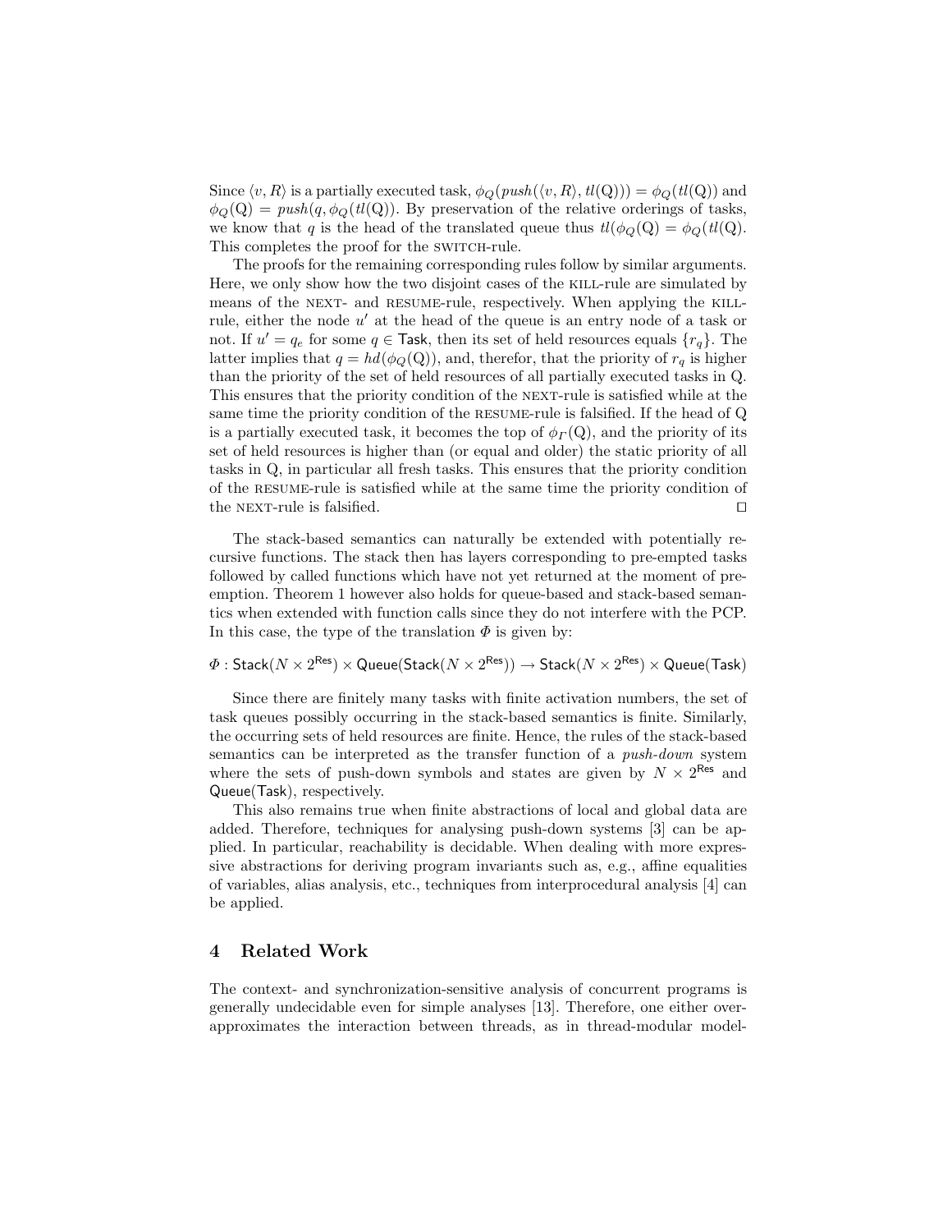Since $\langle v, R\rangle$ is a partially executed task, $\phi_Q(push(\langle v, R\rangle, tl(\mathrm{Q}))) = \phi_Q(tl(\mathrm{Q}))$ and $\phi_Q(\mathrm{Q}) = push(q, \phi_Q(tl(\mathrm{Q}))$. By preservation of the relative orderings of tasks, we know that $q$ is the head of the translated queue thus $tl(\phi_Q(\mathrm{Q}) = \phi_Q(tl(\mathrm{Q})$. This completes the proof for the SWITCH-rule.

The proofs for the remaining corresponding rules follow by similar arguments. Here, we only show how the two disjoint cases of the KILL-rule are simulated by means of the NEXT- and RESUME-rule, respectively. When applying the KILL-rule, either the node $u'$ at the head of the queue is an entry node of a task or not. If $u' = q_e$ for some $q \in \mathsf{Task}$, then its set of held resources equals $\{r_q\}$. The latter implies that $q = hd(\phi_Q(\mathrm{Q}))$, and, therefor, that the priority of $r_q$ is higher than the priority of the set of held resources of all partially executed tasks in Q. This ensures that the priority condition of the NEXT-rule is satisfied while at the same time the priority condition of the RESUME-rule is falsified. If the head of Q is a partially executed task, it becomes the top of $\phi_\Gamma(\mathrm{Q})$, and the priority of its set of held resources is higher than (or equal and older) the static priority of all tasks in Q, in particular all fresh tasks. This ensures that the priority condition of the RESUME-rule is satisfied while at the same time the priority condition of the NEXT-rule is falsified. □

The stack-based semantics can naturally be extended with potentially recursive functions. The stack then has layers corresponding to pre-empted tasks followed by called functions which have not yet returned at the moment of preemption. Theorem 1 however also holds for queue-based and stack-based semantics when extended with function calls since they do not interfere with the PCP. In this case, the type of the translation $\Phi$ is given by:

$$\Phi : \mathsf{Stack}(N \times 2^{\mathsf{Res}}) \times \mathsf{Queue}(\mathsf{Stack}(N \times 2^{\mathsf{Res}})) \to \mathsf{Stack}(N \times 2^{\mathsf{Res}}) \times \mathsf{Queue}(\mathsf{Task})$$

Since there are finitely many tasks with finite activation numbers, the set of task queues possibly occurring in the stack-based semantics is finite. Similarly, the occurring sets of held resources are finite. Hence, the rules of the stack-based semantics can be interpreted as the transfer function of a *push-down* system where the sets of push-down symbols and states are given by $N \times 2^{\mathsf{Res}}$ and $\mathsf{Queue}(\mathsf{Task})$, respectively.

This also remains true when finite abstractions of local and global data are added. Therefore, techniques for analysing push-down systems [3] can be applied. In particular, reachability is decidable. When dealing with more expressive abstractions for deriving program invariants such as, e.g., affine equalities of variables, alias analysis, etc., techniques from interprocedural analysis [4] can be applied.

## 4 Related Work

The context- and synchronization-sensitive analysis of concurrent programs is generally undecidable even for simple analyses [13]. Therefore, one either over-approximates the interaction between threads, as in thread-modular model-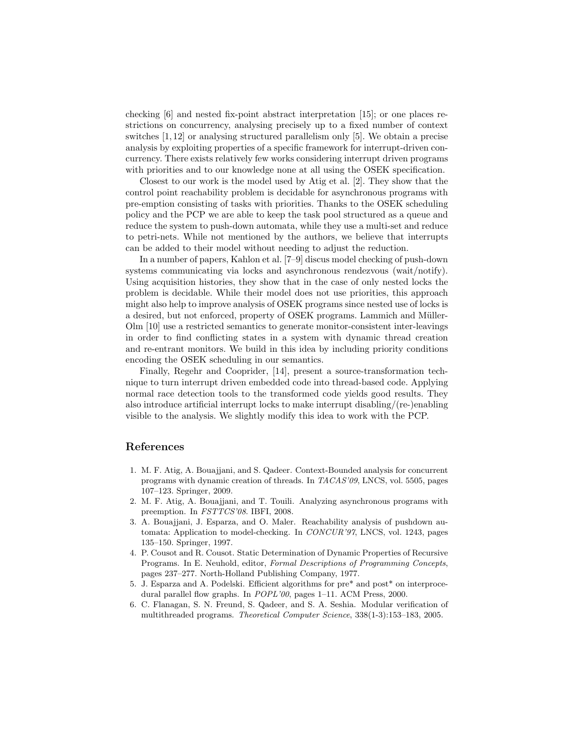checking [6] and nested fix-point abstract interpretation [15]; or one places restrictions on concurrency, analysing precisely up to a fixed number of context switches [1, 12] or analysing structured parallelism only [5]. We obtain a precise analysis by exploiting properties of a specific framework for interrupt-driven concurrency. There exists relatively few works considering interrupt driven programs with priorities and to our knowledge none at all using the OSEK specification.

Closest to our work is the model used by Atig et al. [2]. They show that the control point reachability problem is decidable for asynchronous programs with pre-emption consisting of tasks with priorities. Thanks to the OSEK scheduling policy and the PCP we are able to keep the task pool structured as a queue and reduce the system to push-down automata, while they use a multi-set and reduce to petri-nets. While not mentioned by the authors, we believe that interrupts can be added to their model without needing to adjust the reduction.

In a number of papers, Kahlon et al. [7–9] discus model checking of push-down systems communicating via locks and asynchronous rendezvous (wait/notify). Using acquisition histories, they show that in the case of only nested locks the problem is decidable. While their model does not use priorities, this approach might also help to improve analysis of OSEK programs since nested use of locks is a desired, but not enforced, property of OSEK programs. Lammich and Müller-Olm [10] use a restricted semantics to generate monitor-consistent inter-leavings in order to find conflicting states in a system with dynamic thread creation and re-entrant monitors. We build in this idea by including priority conditions encoding the OSEK scheduling in our semantics.

Finally, Regehr and Cooprider, [14], present a source-transformation technique to turn interrupt driven embedded code into thread-based code. Applying normal race detection tools to the transformed code yields good results. They also introduce artificial interrupt locks to make interrupt disabling/(re-)enabling visible to the analysis. We slightly modify this idea to work with the PCP.

## References

1. M. F. Atig, A. Bouajjani, and S. Qadeer. Context-Bounded analysis for concurrent programs with dynamic creation of threads. In *TACAS'09*, LNCS, vol. 5505, pages 107–123. Springer, 2009.
2. M. F. Atig, A. Bouajjani, and T. Touili. Analyzing asynchronous programs with preemption. In *FSTTCS'08*. IBFI, 2008.
3. A. Bouajjani, J. Esparza, and O. Maler. Reachability analysis of pushdown automata: Application to model-checking. In *CONCUR'97*, LNCS, vol. 1243, pages 135–150. Springer, 1997.
4. P. Cousot and R. Cousot. Static Determination of Dynamic Properties of Recursive Programs. In E. Neuhold, editor, *Formal Descriptions of Programming Concepts*, pages 237–277. North-Holland Publishing Company, 1977.
5. J. Esparza and A. Podelski. Efficient algorithms for pre* and post* on interprocedural parallel flow graphs. In *POPL'00*, pages 1–11. ACM Press, 2000.
6. C. Flanagan, S. N. Freund, S. Qadeer, and S. A. Seshia. Modular verification of multithreaded programs. *Theoretical Computer Science*, 338(1-3):153–183, 2005.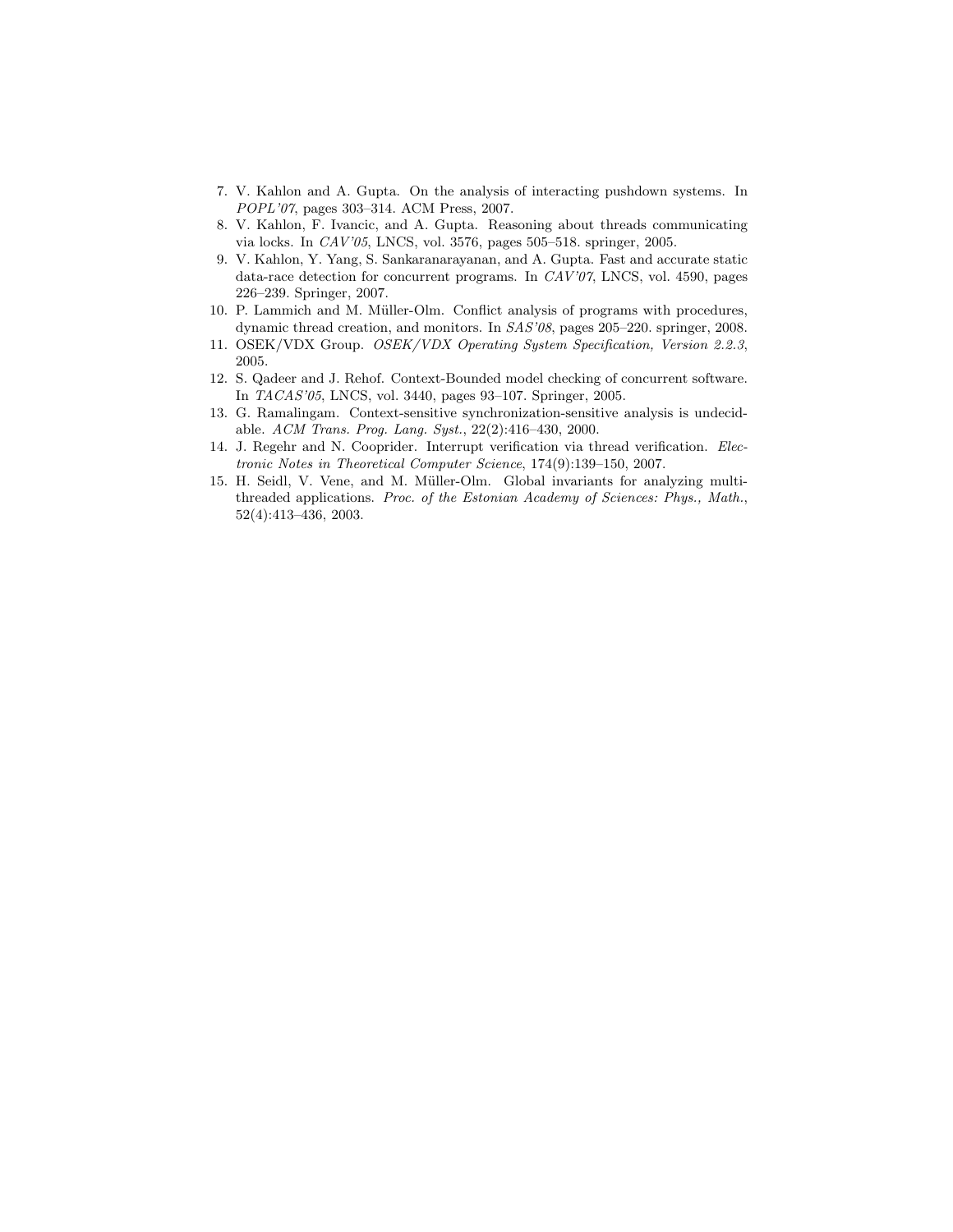7. V. Kahlon and A. Gupta. On the analysis of interacting pushdown systems. In *POPL'07*, pages 303–314. ACM Press, 2007.
8. V. Kahlon, F. Ivancic, and A. Gupta. Reasoning about threads communicating via locks. In *CAV'05*, LNCS, vol. 3576, pages 505–518. springer, 2005.
9. V. Kahlon, Y. Yang, S. Sankaranarayanan, and A. Gupta. Fast and accurate static data-race detection for concurrent programs. In *CAV'07*, LNCS, vol. 4590, pages 226–239. Springer, 2007.
10. P. Lammich and M. Müller-Olm. Conflict analysis of programs with procedures, dynamic thread creation, and monitors. In *SAS'08*, pages 205–220. springer, 2008.
11. OSEK/VDX Group. *OSEK/VDX Operating System Specification, Version 2.2.3*, 2005.
12. S. Qadeer and J. Rehof. Context-Bounded model checking of concurrent software. In *TACAS'05*, LNCS, vol. 3440, pages 93–107. Springer, 2005.
13. G. Ramalingam. Context-sensitive synchronization-sensitive analysis is undecidable. *ACM Trans. Prog. Lang. Syst.*, 22(2):416–430, 2000.
14. J. Regehr and N. Cooprider. Interrupt verification via thread verification. *Electronic Notes in Theoretical Computer Science*, 174(9):139–150, 2007.
15. H. Seidl, V. Vene, and M. Müller-Olm. Global invariants for analyzing multithreaded applications. *Proc. of the Estonian Academy of Sciences: Phys., Math.*, 52(4):413–436, 2003.